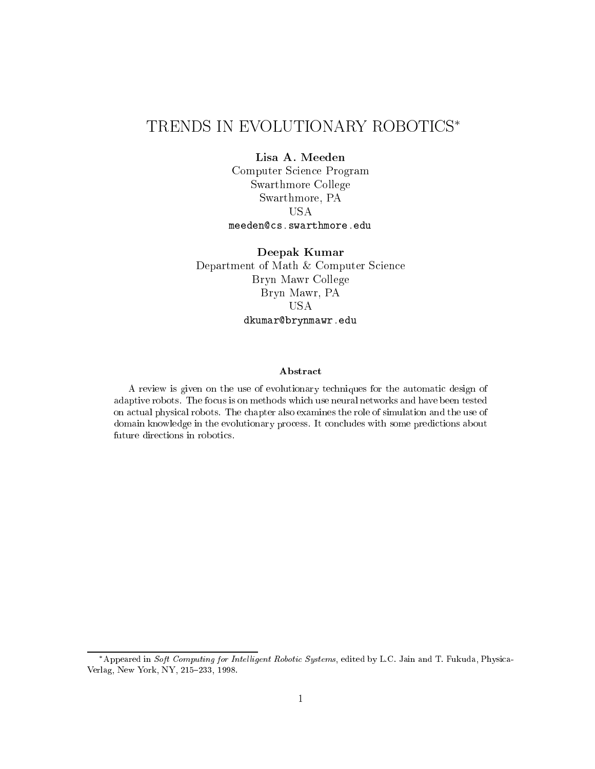# TRENDS IN EVOLUTIONARY ROBOTICS*

**Lisa A. Meeden**
Computer Science Program
Swarthmore College
Swarthmore, PA
USA
`meeden@cs.swarthmore.edu`

**Deepak Kumar**
Department of Math & Computer Science
Bryn Mawr College
Bryn Mawr, PA
USA
`dkumar@brynmawr.edu`

### Abstract

A review is given on the use of evolutionary techniques for the automatic design of adaptive robots. The focus is on methods which use neural networks and have been tested on actual physical robots. The chapter also examines the role of simulation and the use of domain knowledge in the evolutionary process. It concludes with some predictions about future directions in robotics.

---

*Appeared in *Soft Computing for Intelligent Robotic Systems*, edited by L.C. Jain and T. Fukuda, Physica-Verlag, New York, NY, 215–233, 1998.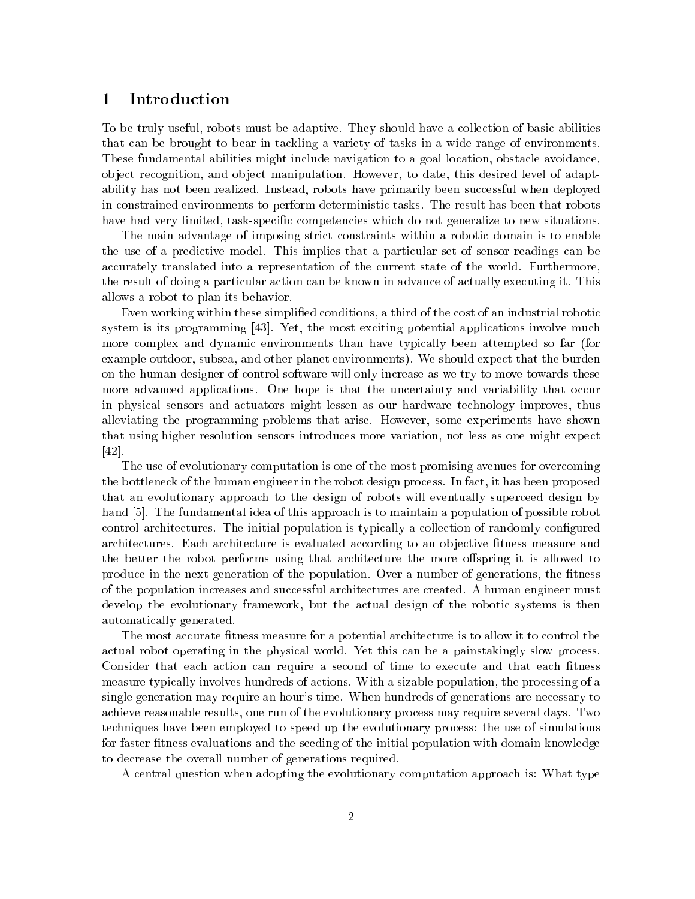# 1 Introduction

To be truly useful, robots must be adaptive. They should have a collection of basic abilities that can be brought to bear in tackling a variety of tasks in a wide range of environments. These fundamental abilities might include navigation to a goal location, obstacle avoidance, object recognition, and object manipulation. However, to date, this desired level of adaptability has not been realized. Instead, robots have primarily been successful when deployed in constrained environments to perform deterministic tasks. The result has been that robots have had very limited, task-specific competencies which do not generalize to new situations.

The main advantage of imposing strict constraints within a robotic domain is to enable the use of a predictive model. This implies that a particular set of sensor readings can be accurately translated into a representation of the current state of the world. Furthermore, the result of doing a particular action can be known in advance of actually executing it. This allows a robot to plan its behavior.

Even working within these simplified conditions, a third of the cost of an industrial robotic system is its programming [43]. Yet, the most exciting potential applications involve much more complex and dynamic environments than have typically been attempted so far (for example outdoor, subsea, and other planet environments). We should expect that the burden on the human designer of control software will only increase as we try to move towards these more advanced applications. One hope is that the uncertainty and variability that occur in physical sensors and actuators might lessen as our hardware technology improves, thus alleviating the programming problems that arise. However, some experiments have shown that using higher resolution sensors introduces more variation, not less as one might expect [42].

The use of evolutionary computation is one of the most promising avenues for overcoming the bottleneck of the human engineer in the robot design process. In fact, it has been proposed that an evolutionary approach to the design of robots will eventually superceed design by hand [5]. The fundamental idea of this approach is to maintain a population of possible robot control architectures. The initial population is typically a collection of randomly configured architectures. Each architecture is evaluated according to an objective fitness measure and the better the robot performs using that architecture the more offspring it is allowed to produce in the next generation of the population. Over a number of generations, the fitness of the population increases and successful architectures are created. A human engineer must develop the evolutionary framework, but the actual design of the robotic systems is then automatically generated.

The most accurate fitness measure for a potential architecture is to allow it to control the actual robot operating in the physical world. Yet this can be a painstakingly slow process. Consider that each action can require a second of time to execute and that each fitness measure typically involves hundreds of actions. With a sizable population, the processing of a single generation may require an hour's time. When hundreds of generations are necessary to achieve reasonable results, one run of the evolutionary process may require several days. Two techniques have been employed to speed up the evolutionary process: the use of simulations for faster fitness evaluations and the seeding of the initial population with domain knowledge to decrease the overall number of generations required.

A central question when adopting the evolutionary computation approach is: What type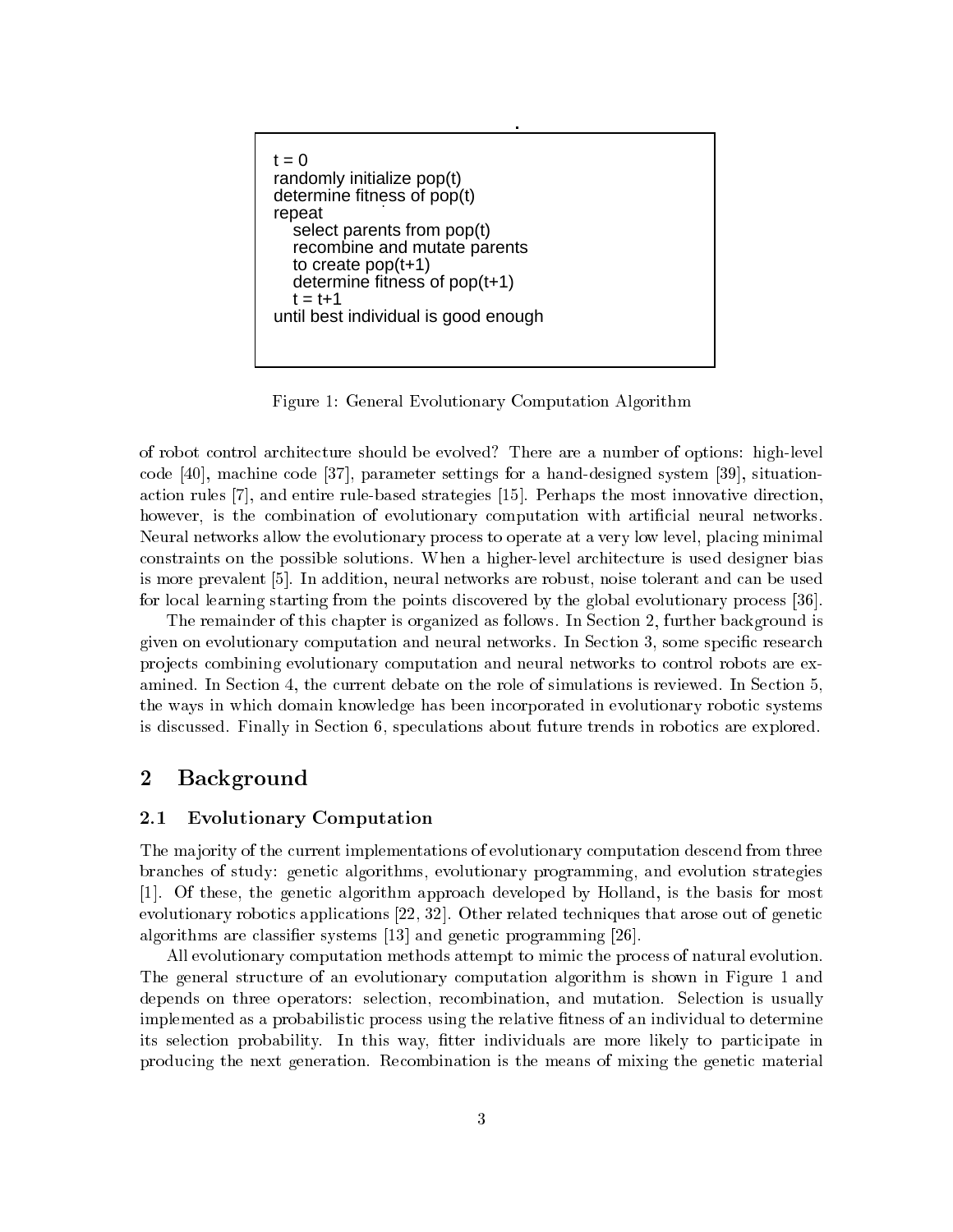```
t = 0
randomly initialize pop(t)
determine fitness of pop(t)
repeat
   select parents from pop(t)
   recombine and mutate parents
   to create pop(t+1)
   determine fitness of pop(t+1)
   t = t+1
until best individual is good enough
```

Figure 1: General Evolutionary Computation Algorithm

of robot control architecture should be evolved? There are a number of options: high-level code [40], machine code [37], parameter settings for a hand-designed system [39], situation-action rules [7], and entire rule-based strategies [15]. Perhaps the most innovative direction, however, is the combination of evolutionary computation with artificial neural networks. Neural networks allow the evolutionary process to operate at a very low level, placing minimal constraints on the possible solutions. When a higher-level architecture is used designer bias is more prevalent [5]. In addition, neural networks are robust, noise tolerant and can be used for local learning starting from the points discovered by the global evolutionary process [36].

The remainder of this chapter is organized as follows. In Section 2, further background is given on evolutionary computation and neural networks. In Section 3, some specific research projects combining evolutionary computation and neural networks to control robots are examined. In Section 4, the current debate on the role of simulations is reviewed. In Section 5, the ways in which domain knowledge has been incorporated in evolutionary robotic systems is discussed. Finally in Section 6, speculations about future trends in robotics are explored.

## 2 Background

### 2.1 Evolutionary Computation

The majority of the current implementations of evolutionary computation descend from three branches of study: genetic algorithms, evolutionary programming, and evolution strategies [1]. Of these, the genetic algorithm approach developed by Holland, is the basis for most evolutionary robotics applications [22, 32]. Other related techniques that arose out of genetic algorithms are classifier systems [13] and genetic programming [26].

All evolutionary computation methods attempt to mimic the process of natural evolution. The general structure of an evolutionary computation algorithm is shown in Figure 1 and depends on three operators: selection, recombination, and mutation. Selection is usually implemented as a probabilistic process using the relative fitness of an individual to determine its selection probability. In this way, fitter individuals are more likely to participate in producing the next generation. Recombination is the means of mixing the genetic material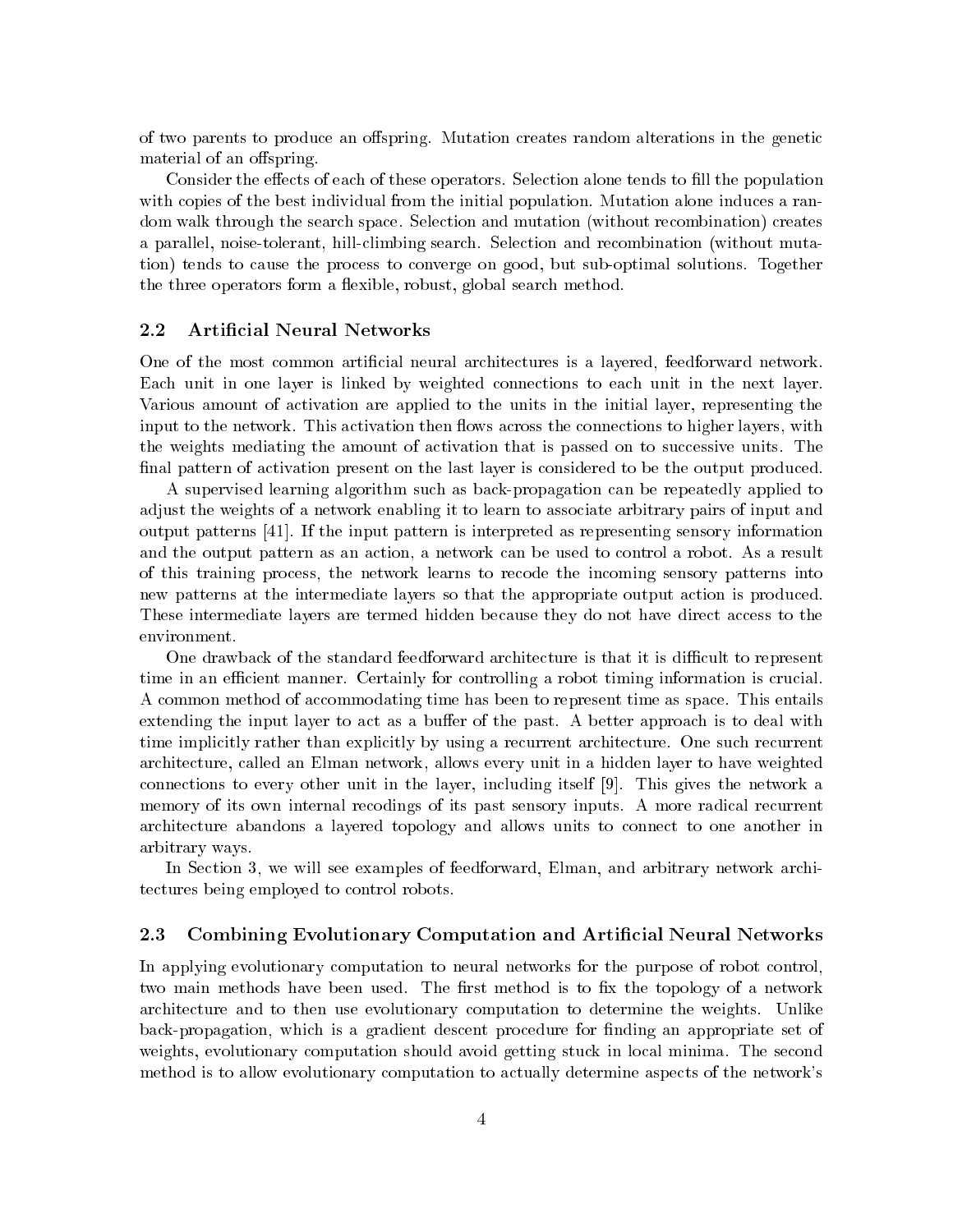of two parents to produce an offspring. Mutation creates random alterations in the genetic material of an offspring.

Consider the effects of each of these operators. Selection alone tends to fill the population with copies of the best individual from the initial population. Mutation alone induces a random walk through the search space. Selection and mutation (without recombination) creates a parallel, noise-tolerant, hill-climbing search. Selection and recombination (without mutation) tends to cause the process to converge on good, but sub-optimal solutions. Together the three operators form a flexible, robust, global search method.

## 2.2 Artificial Neural Networks

One of the most common artificial neural architectures is a layered, feedforward network. Each unit in one layer is linked by weighted connections to each unit in the next layer. Various amount of activation are applied to the units in the initial layer, representing the input to the network. This activation then flows across the connections to higher layers, with the weights mediating the amount of activation that is passed on to successive units. The final pattern of activation present on the last layer is considered to be the output produced.

A supervised learning algorithm such as back-propagation can be repeatedly applied to adjust the weights of a network enabling it to learn to associate arbitrary pairs of input and output patterns [41]. If the input pattern is interpreted as representing sensory information and the output pattern as an action, a network can be used to control a robot. As a result of this training process, the network learns to recode the incoming sensory patterns into new patterns at the intermediate layers so that the appropriate output action is produced. These intermediate layers are termed hidden because they do not have direct access to the environment.

One drawback of the standard feedforward architecture is that it is difficult to represent time in an efficient manner. Certainly for controlling a robot timing information is crucial. A common method of accommodating time has been to represent time as space. This entails extending the input layer to act as a buffer of the past. A better approach is to deal with time implicitly rather than explicitly by using a recurrent architecture. One such recurrent architecture, called an Elman network, allows every unit in a hidden layer to have weighted connections to every other unit in the layer, including itself [9]. This gives the network a memory of its own internal recodings of its past sensory inputs. A more radical recurrent architecture abandons a layered topology and allows units to connect to one another in arbitrary ways.

In Section 3, we will see examples of feedforward, Elman, and arbitrary network architectures being employed to control robots.

## 2.3 Combining Evolutionary Computation and Artificial Neural Networks

In applying evolutionary computation to neural networks for the purpose of robot control, two main methods have been used. The first method is to fix the topology of a network architecture and to then use evolutionary computation to determine the weights. Unlike back-propagation, which is a gradient descent procedure for finding an appropriate set of weights, evolutionary computation should avoid getting stuck in local minima. The second method is to allow evolutionary computation to actually determine aspects of the network's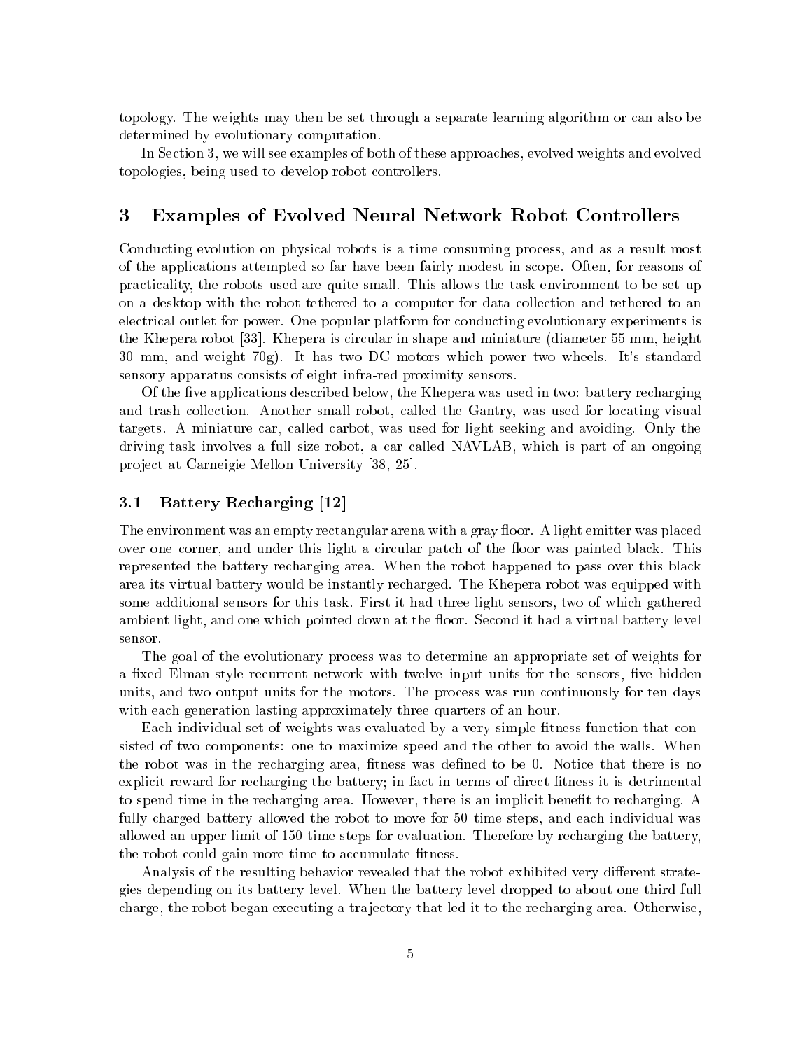topology. The weights may then be set through a separate learning algorithm or can also be determined by evolutionary computation.

In Section 3, we will see examples of both of these approaches, evolved weights and evolved topologies, being used to develop robot controllers.

## 3 Examples of Evolved Neural Network Robot Controllers

Conducting evolution on physical robots is a time consuming process, and as a result most of the applications attempted so far have been fairly modest in scope. Often, for reasons of practicality, the robots used are quite small. This allows the task environment to be set up on a desktop with the robot tethered to a computer for data collection and tethered to an electrical outlet for power. One popular platform for conducting evolutionary experiments is the Khepera robot [33]. Khepera is circular in shape and miniature (diameter 55 mm, height 30 mm, and weight 70g). It has two DC motors which power two wheels. It's standard sensory apparatus consists of eight infra-red proximity sensors.

Of the five applications described below, the Khepera was used in two: battery recharging and trash collection. Another small robot, called the Gantry, was used for locating visual targets. A miniature car, called carbot, was used for light seeking and avoiding. Only the driving task involves a full size robot, a car called NAVLAB, which is part of an ongoing project at Carneigie Mellon University [38, 25].

### 3.1 Battery Recharging [12]

The environment was an empty rectangular arena with a gray floor. A light emitter was placed over one corner, and under this light a circular patch of the floor was painted black. This represented the battery recharging area. When the robot happened to pass over this black area its virtual battery would be instantly recharged. The Khepera robot was equipped with some additional sensors for this task. First it had three light sensors, two of which gathered ambient light, and one which pointed down at the floor. Second it had a virtual battery level sensor.

The goal of the evolutionary process was to determine an appropriate set of weights for a fixed Elman-style recurrent network with twelve input units for the sensors, five hidden units, and two output units for the motors. The process was run continuously for ten days with each generation lasting approximately three quarters of an hour.

Each individual set of weights was evaluated by a very simple fitness function that consisted of two components: one to maximize speed and the other to avoid the walls. When the robot was in the recharging area, fitness was defined to be 0. Notice that there is no explicit reward for recharging the battery; in fact in terms of direct fitness it is detrimental to spend time in the recharging area. However, there is an implicit benefit to recharging. A fully charged battery allowed the robot to move for 50 time steps, and each individual was allowed an upper limit of 150 time steps for evaluation. Therefore by recharging the battery, the robot could gain more time to accumulate fitness.

Analysis of the resulting behavior revealed that the robot exhibited very different strategies depending on its battery level. When the battery level dropped to about one third full charge, the robot began executing a trajectory that led it to the recharging area. Otherwise,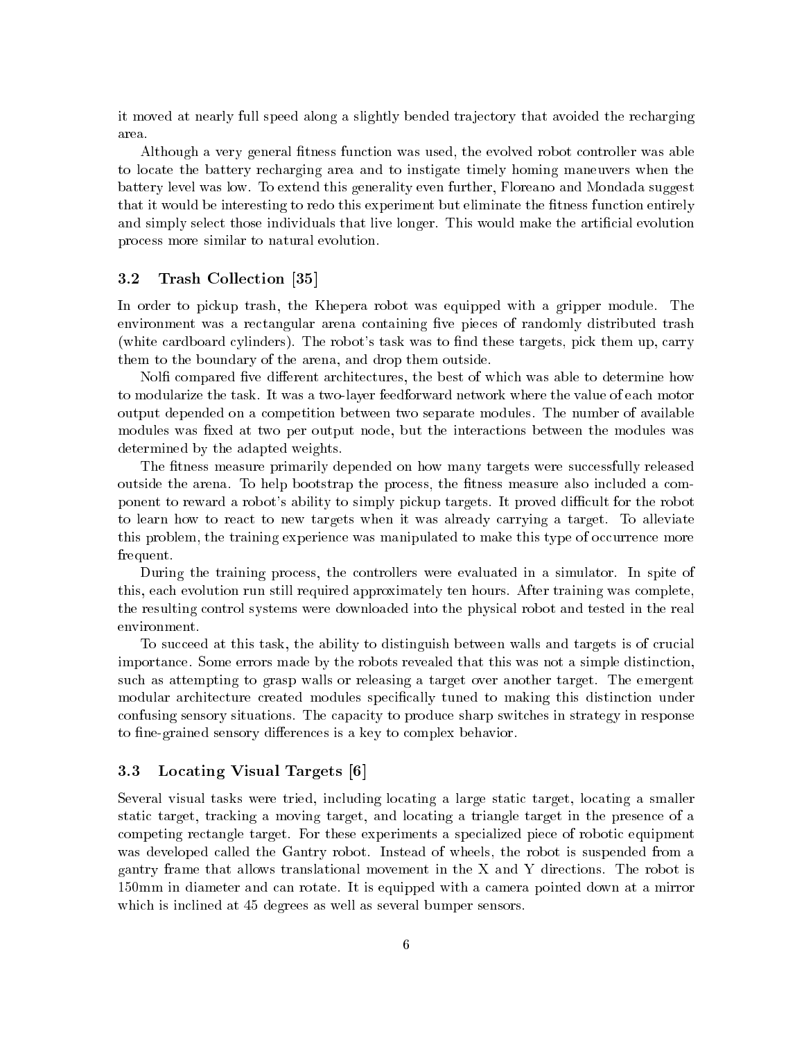it moved at nearly full speed along a slightly bended trajectory that avoided the recharging area.

Although a very general fitness function was used, the evolved robot controller was able to locate the battery recharging area and to instigate timely homing maneuvers when the battery level was low. To extend this generality even further, Floreano and Mondada suggest that it would be interesting to redo this experiment but eliminate the fitness function entirely and simply select those individuals that live longer. This would make the artificial evolution process more similar to natural evolution.

### 3.2 Trash Collection [35]

In order to pickup trash, the Khepera robot was equipped with a gripper module. The environment was a rectangular arena containing five pieces of randomly distributed trash (white cardboard cylinders). The robot's task was to find these targets, pick them up, carry them to the boundary of the arena, and drop them outside.

Nolfi compared five different architectures, the best of which was able to determine how to modularize the task. It was a two-layer feedforward network where the value of each motor output depended on a competition between two separate modules. The number of available modules was fixed at two per output node, but the interactions between the modules was determined by the adapted weights.

The fitness measure primarily depended on how many targets were successfully released outside the arena. To help bootstrap the process, the fitness measure also included a component to reward a robot's ability to simply pickup targets. It proved difficult for the robot to learn how to react to new targets when it was already carrying a target. To alleviate this problem, the training experience was manipulated to make this type of occurrence more frequent.

During the training process, the controllers were evaluated in a simulator. In spite of this, each evolution run still required approximately ten hours. After training was complete, the resulting control systems were downloaded into the physical robot and tested in the real environment.

To succeed at this task, the ability to distinguish between walls and targets is of crucial importance. Some errors made by the robots revealed that this was not a simple distinction, such as attempting to grasp walls or releasing a target over another target. The emergent modular architecture created modules specifically tuned to making this distinction under confusing sensory situations. The capacity to produce sharp switches in strategy in response to fine-grained sensory differences is a key to complex behavior.

### 3.3 Locating Visual Targets [6]

Several visual tasks were tried, including locating a large static target, locating a smaller static target, tracking a moving target, and locating a triangle target in the presence of a competing rectangle target. For these experiments a specialized piece of robotic equipment was developed called the Gantry robot. Instead of wheels, the robot is suspended from a gantry frame that allows translational movement in the X and Y directions. The robot is 150mm in diameter and can rotate. It is equipped with a camera pointed down at a mirror which is inclined at 45 degrees as well as several bumper sensors.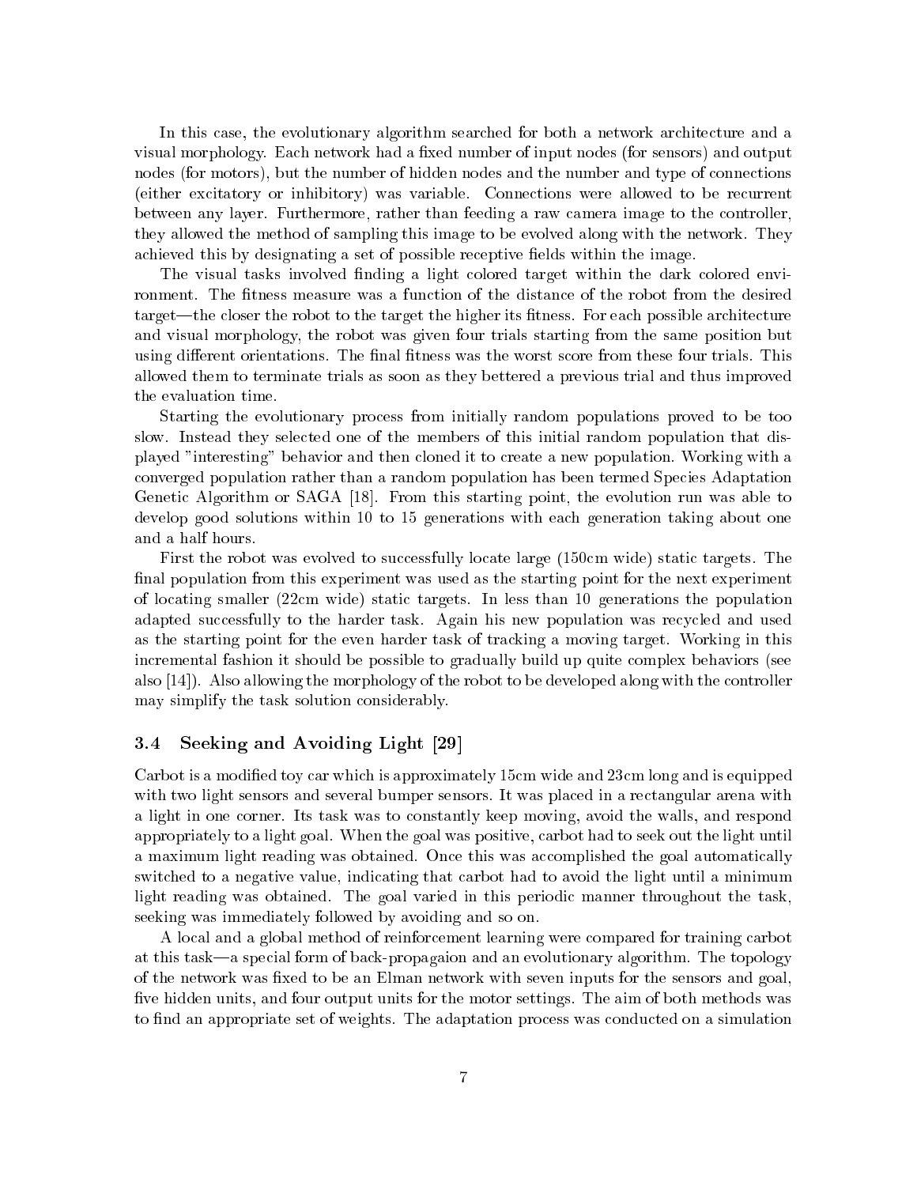In this case, the evolutionary algorithm searched for both a network architecture and a visual morphology. Each network had a fixed number of input nodes (for sensors) and output nodes (for motors), but the number of hidden nodes and the number and type of connections (either excitatory or inhibitory) was variable. Connections were allowed to be recurrent between any layer. Furthermore, rather than feeding a raw camera image to the controller, they allowed the method of sampling this image to be evolved along with the network. They achieved this by designating a set of possible receptive fields within the image.

The visual tasks involved finding a light colored target within the dark colored environment. The fitness measure was a function of the distance of the robot from the desired target—the closer the robot to the target the higher its fitness. For each possible architecture and visual morphology, the robot was given four trials starting from the same position but using different orientations. The final fitness was the worst score from these four trials. This allowed them to terminate trials as soon as they bettered a previous trial and thus improved the evaluation time.

Starting the evolutionary process from initially random populations proved to be too slow. Instead they selected one of the members of this initial random population that displayed "interesting" behavior and then cloned it to create a new population. Working with a converged population rather than a random population has been termed Species Adaptation Genetic Algorithm or SAGA [18]. From this starting point, the evolution run was able to develop good solutions within 10 to 15 generations with each generation taking about one and a half hours.

First the robot was evolved to successfully locate large (150cm wide) static targets. The final population from this experiment was used as the starting point for the next experiment of locating smaller (22cm wide) static targets. In less than 10 generations the population adapted successfully to the harder task. Again his new population was recycled and used as the starting point for the even harder task of tracking a moving target. Working in this incremental fashion it should be possible to gradually build up quite complex behaviors (see also [14]). Also allowing the morphology of the robot to be developed along with the controller may simplify the task solution considerably.

### 3.4 Seeking and Avoiding Light [29]

Carbot is a modified toy car which is approximately 15cm wide and 23cm long and is equipped with two light sensors and several bumper sensors. It was placed in a rectangular arena with a light in one corner. Its task was to constantly keep moving, avoid the walls, and respond appropriately to a light goal. When the goal was positive, carbot had to seek out the light until a maximum light reading was obtained. Once this was accomplished the goal automatically switched to a negative value, indicating that carbot had to avoid the light until a minimum light reading was obtained. The goal varied in this periodic manner throughout the task, seeking was immediately followed by avoiding and so on.

A local and a global method of reinforcement learning were compared for training carbot at this task—a special form of back-propagaion and an evolutionary algorithm. The topology of the network was fixed to be an Elman network with seven inputs for the sensors and goal, five hidden units, and four output units for the motor settings. The aim of both methods was to find an appropriate set of weights. The adaptation process was conducted on a simulation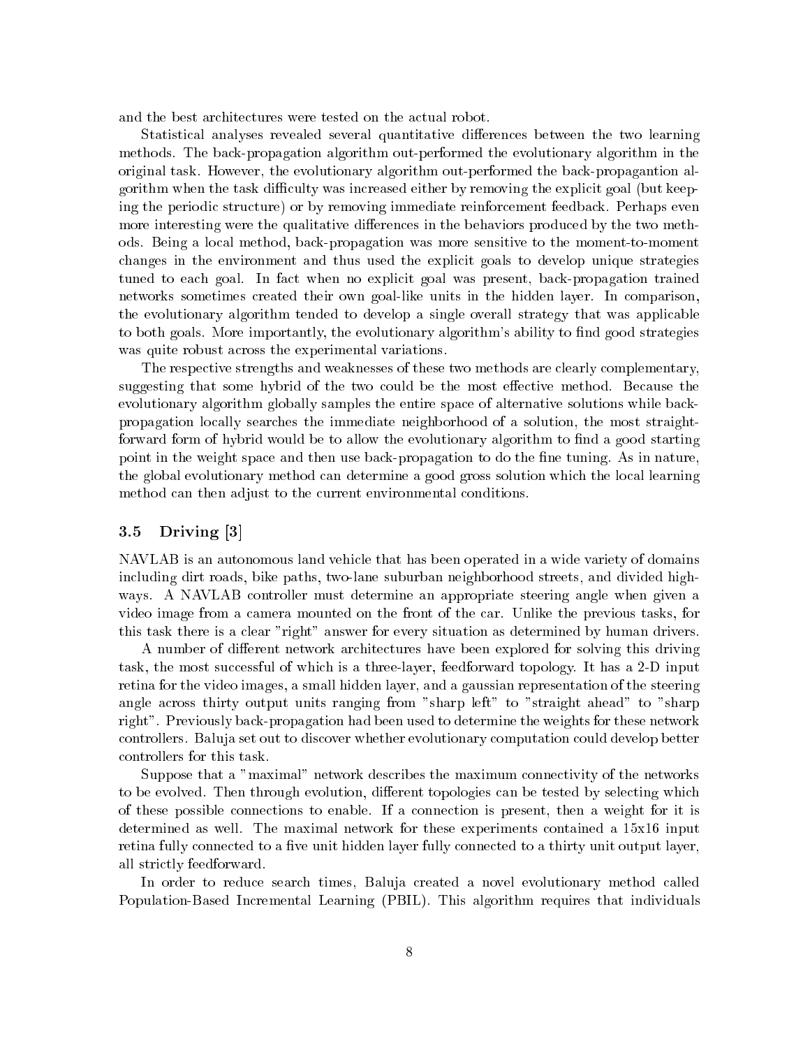and the best architectures were tested on the actual robot.

Statistical analyses revealed several quantitative differences between the two learning methods. The back-propagation algorithm out-performed the evolutionary algorithm in the original task. However, the evolutionary algorithm out-performed the back-propagantion algorithm when the task difficulty was increased either by removing the explicit goal (but keeping the periodic structure) or by removing immediate reinforcement feedback. Perhaps even more interesting were the qualitative differences in the behaviors produced by the two methods. Being a local method, back-propagation was more sensitive to the moment-to-moment changes in the environment and thus used the explicit goals to develop unique strategies tuned to each goal. In fact when no explicit goal was present, back-propagation trained networks sometimes created their own goal-like units in the hidden layer. In comparison, the evolutionary algorithm tended to develop a single overall strategy that was applicable to both goals. More importantly, the evolutionary algorithm's ability to find good strategies was quite robust across the experimental variations.

The respective strengths and weaknesses of these two methods are clearly complementary, suggesting that some hybrid of the two could be the most effective method. Because the evolutionary algorithm globally samples the entire space of alternative solutions while back-propagation locally searches the immediate neighborhood of a solution, the most straightforward form of hybrid would be to allow the evolutionary algorithm to find a good starting point in the weight space and then use back-propagation to do the fine tuning. As in nature, the global evolutionary method can determine a good gross solution which the local learning method can then adjust to the current environmental conditions.

### 3.5 Driving [3]

NAVLAB is an autonomous land vehicle that has been operated in a wide variety of domains including dirt roads, bike paths, two-lane suburban neighborhood streets, and divided highways. A NAVLAB controller must determine an appropriate steering angle when given a video image from a camera mounted on the front of the car. Unlike the previous tasks, for this task there is a clear "right" answer for every situation as determined by human drivers.

A number of different network architectures have been explored for solving this driving task, the most successful of which is a three-layer, feedforward topology. It has a 2-D input retina for the video images, a small hidden layer, and a gaussian representation of the steering angle across thirty output units ranging from "sharp left" to "straight ahead" to "sharp right". Previously back-propagation had been used to determine the weights for these network controllers. Baluja set out to discover whether evolutionary computation could develop better controllers for this task.

Suppose that a "maximal" network describes the maximum connectivity of the networks to be evolved. Then through evolution, different topologies can be tested by selecting which of these possible connections to enable. If a connection is present, then a weight for it is determined as well. The maximal network for these experiments contained a 15x16 input retina fully connected to a five unit hidden layer fully connected to a thirty unit output layer, all strictly feedforward.

In order to reduce search times, Baluja created a novel evolutionary method called Population-Based Incremental Learning (PBIL). This algorithm requires that individuals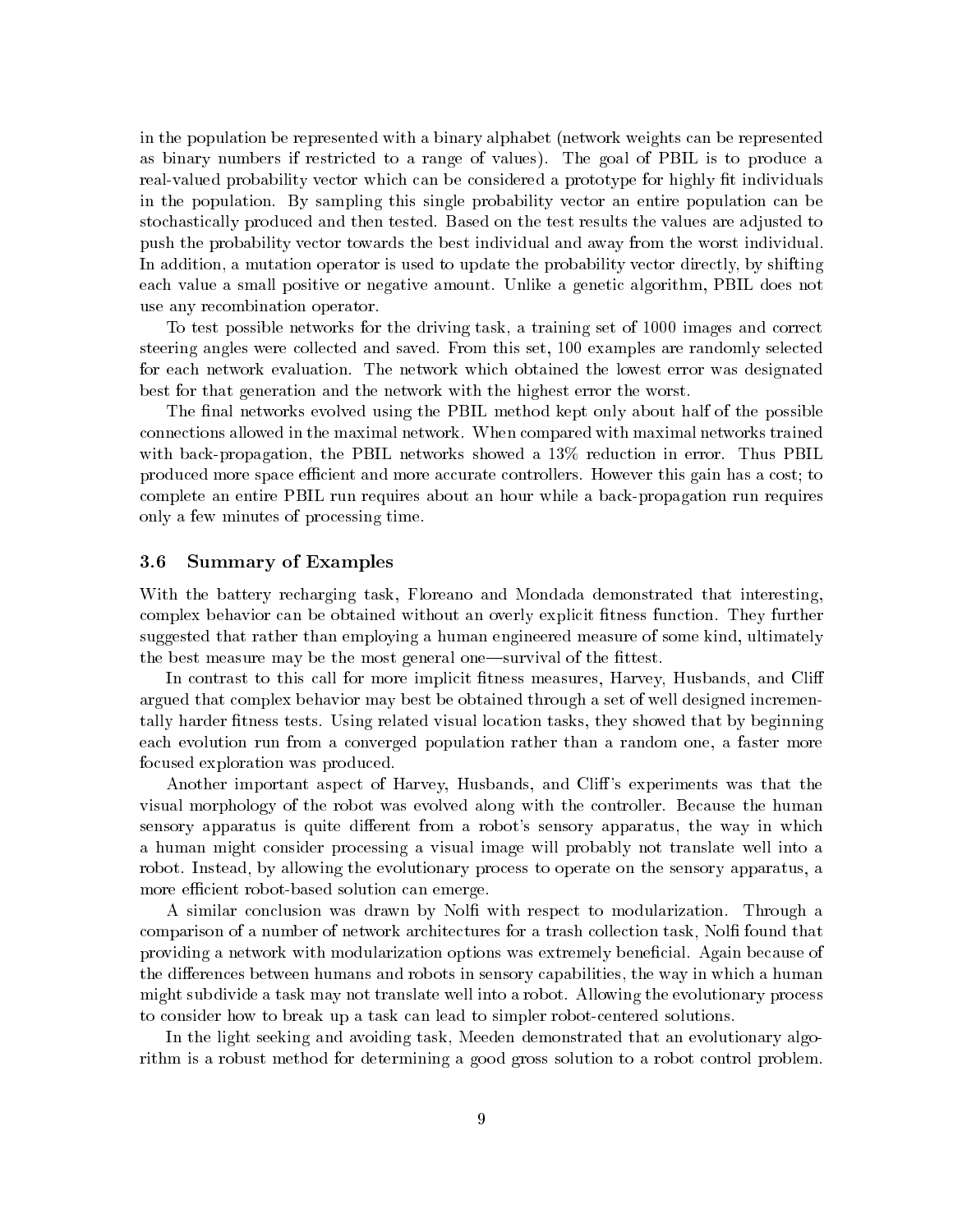in the population be represented with a binary alphabet (network weights can be represented as binary numbers if restricted to a range of values). The goal of PBIL is to produce a real-valued probability vector which can be considered a prototype for highly fit individuals in the population. By sampling this single probability vector an entire population can be stochastically produced and then tested. Based on the test results the values are adjusted to push the probability vector towards the best individual and away from the worst individual. In addition, a mutation operator is used to update the probability vector directly, by shifting each value a small positive or negative amount. Unlike a genetic algorithm, PBIL does not use any recombination operator.

To test possible networks for the driving task, a training set of 1000 images and correct steering angles were collected and saved. From this set, 100 examples are randomly selected for each network evaluation. The network which obtained the lowest error was designated best for that generation and the network with the highest error the worst.

The final networks evolved using the PBIL method kept only about half of the possible connections allowed in the maximal network. When compared with maximal networks trained with back-propagation, the PBIL networks showed a 13% reduction in error. Thus PBIL produced more space efficient and more accurate controllers. However this gain has a cost; to complete an entire PBIL run requires about an hour while a back-propagation run requires only a few minutes of processing time.

### 3.6 Summary of Examples

With the battery recharging task, Floreano and Mondada demonstrated that interesting, complex behavior can be obtained without an overly explicit fitness function. They further suggested that rather than employing a human engineered measure of some kind, ultimately the best measure may be the most general one—survival of the fittest.

In contrast to this call for more implicit fitness measures, Harvey, Husbands, and Cliff argued that complex behavior may best be obtained through a set of well designed incrementally harder fitness tests. Using related visual location tasks, they showed that by beginning each evolution run from a converged population rather than a random one, a faster more focused exploration was produced.

Another important aspect of Harvey, Husbands, and Cliff's experiments was that the visual morphology of the robot was evolved along with the controller. Because the human sensory apparatus is quite different from a robot's sensory apparatus, the way in which a human might consider processing a visual image will probably not translate well into a robot. Instead, by allowing the evolutionary process to operate on the sensory apparatus, a more efficient robot-based solution can emerge.

A similar conclusion was drawn by Nolfi with respect to modularization. Through a comparison of a number of network architectures for a trash collection task, Nolfi found that providing a network with modularization options was extremely beneficial. Again because of the differences between humans and robots in sensory capabilities, the way in which a human might subdivide a task may not translate well into a robot. Allowing the evolutionary process to consider how to break up a task can lead to simpler robot-centered solutions.

In the light seeking and avoiding task, Meeden demonstrated that an evolutionary algorithm is a robust method for determining a good gross solution to a robot control problem.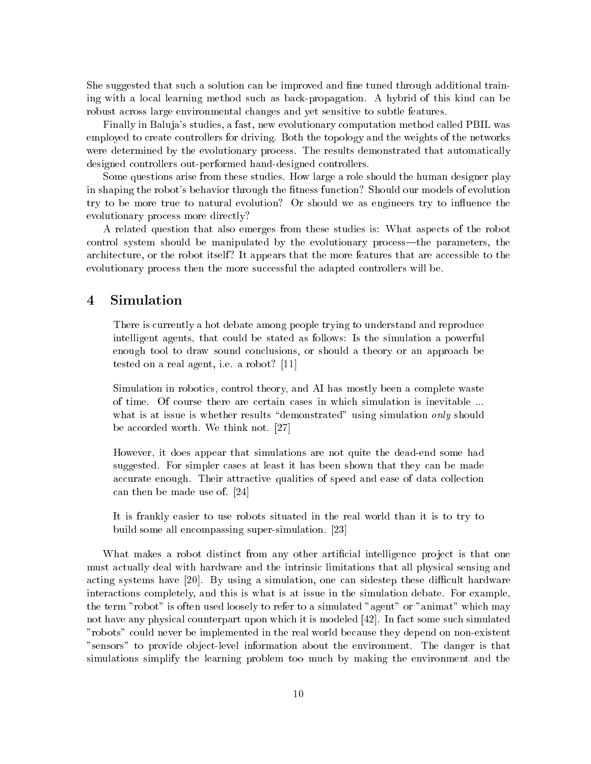She suggested that such a solution can be improved and fine tuned through additional training with a local learning method such as back-propagation. A hybrid of this kind can be robust across large environmental changes and yet sensitive to subtle features.

Finally in Baluja's studies, a fast, new evolutionary computation method called PBIL was employed to create controllers for driving. Both the topology and the weights of the networks were determined by the evolutionary process. The results demonstrated that automatically designed controllers out-performed hand-designed controllers.

Some questions arise from these studies. How large a role should the human designer play in shaping the robot's behavior through the fitness function? Should our models of evolution try to be more true to natural evolution? Or should we as engineers try to influence the evolutionary process more directly?

A related question that also emerges from these studies is: What aspects of the robot control system should be manipulated by the evolutionary process—the parameters, the architecture, or the robot itself? It appears that the more features that are accessible to the evolutionary process then the more successful the adapted controllers will be.

## 4 Simulation

> There is currently a hot debate among people trying to understand and reproduce intelligent agents, that could be stated as follows: Is the simulation a powerful enough tool to draw sound conclusions, or should a theory or an approach be tested on a real agent, i.e. a robot? [11]

> Simulation in robotics, control theory, and AI has mostly been a complete waste of time. Of course there are certain cases in which simulation is inevitable ... what is at issue is whether results "demonstrated" using simulation *only* should be accorded worth. We think not. [27]

> However, it does appear that simulations are not quite the dead-end some had suggested. For simpler cases at least it has been shown that they can be made accurate enough. Their attractive qualities of speed and ease of data collection can then be made use of. [24]

> It is frankly easier to use robots situated in the real world than it is to try to build some all encompassing super-simulation. [23]

What makes a robot distinct from any other artificial intelligence project is that one must actually deal with hardware and the intrinsic limitations that all physical sensing and acting systems have [20]. By using a simulation, one can sidestep these difficult hardware interactions completely, and this is what is at issue in the simulation debate. For example, the term "robot" is often used loosely to refer to a simulated "agent" or "animat" which may not have any physical counterpart upon which it is modeled [42]. In fact some such simulated "robots" could never be implemented in the real world because they depend on non-existent "sensors" to provide object-level information about the environment. The danger is that simulations simplify the learning problem too much by making the environment and the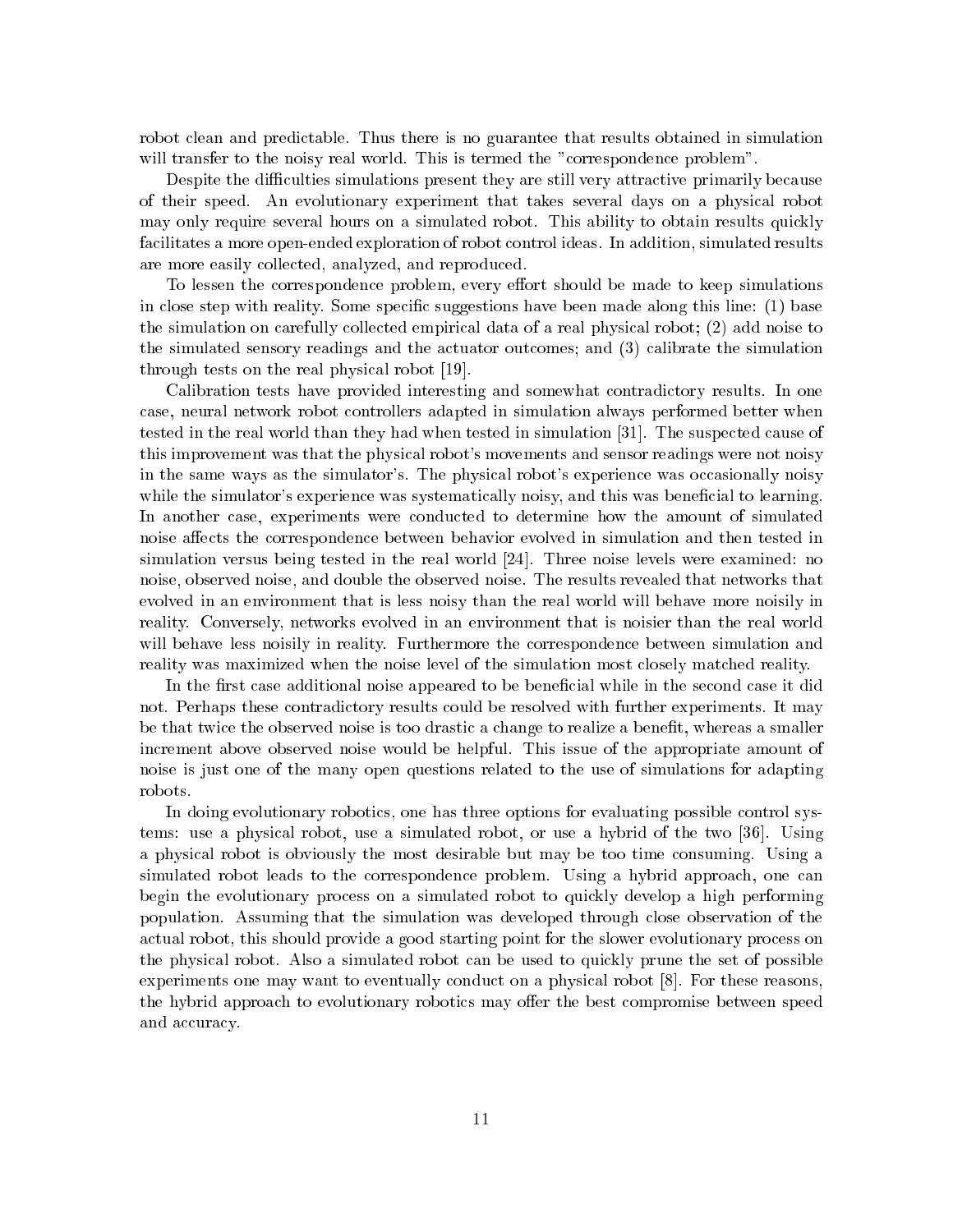robot clean and predictable. Thus there is no guarantee that results obtained in simulation will transfer to the noisy real world. This is termed the "correspondence problem".

Despite the difficulties simulations present they are still very attractive primarily because of their speed. An evolutionary experiment that takes several days on a physical robot may only require several hours on a simulated robot. This ability to obtain results quickly facilitates a more open-ended exploration of robot control ideas. In addition, simulated results are more easily collected, analyzed, and reproduced.

To lessen the correspondence problem, every effort should be made to keep simulations in close step with reality. Some specific suggestions have been made along this line: (1) base the simulation on carefully collected empirical data of a real physical robot; (2) add noise to the simulated sensory readings and the actuator outcomes; and (3) calibrate the simulation through tests on the real physical robot [19].

Calibration tests have provided interesting and somewhat contradictory results. In one case, neural network robot controllers adapted in simulation always performed better when tested in the real world than they had when tested in simulation [31]. The suspected cause of this improvement was that the physical robot's movements and sensor readings were not noisy in the same ways as the simulator's. The physical robot's experience was occasionally noisy while the simulator's experience was systematically noisy, and this was beneficial to learning. In another case, experiments were conducted to determine how the amount of simulated noise affects the correspondence between behavior evolved in simulation and then tested in simulation versus being tested in the real world [24]. Three noise levels were examined: no noise, observed noise, and double the observed noise. The results revealed that networks that evolved in an environment that is less noisy than the real world will behave more noisily in reality. Conversely, networks evolved in an environment that is noisier than the real world will behave less noisily in reality. Furthermore the correspondence between simulation and reality was maximized when the noise level of the simulation most closely matched reality.

In the first case additional noise appeared to be beneficial while in the second case it did not. Perhaps these contradictory results could be resolved with further experiments. It may be that twice the observed noise is too drastic a change to realize a benefit, whereas a smaller increment above observed noise would be helpful. This issue of the appropriate amount of noise is just one of the many open questions related to the use of simulations for adapting robots.

In doing evolutionary robotics, one has three options for evaluating possible control systems: use a physical robot, use a simulated robot, or use a hybrid of the two [36]. Using a physical robot is obviously the most desirable but may be too time consuming. Using a simulated robot leads to the correspondence problem. Using a hybrid approach, one can begin the evolutionary process on a simulated robot to quickly develop a high performing population. Assuming that the simulation was developed through close observation of the actual robot, this should provide a good starting point for the slower evolutionary process on the physical robot. Also a simulated robot can be used to quickly prune the set of possible experiments one may want to eventually conduct on a physical robot [8]. For these reasons, the hybrid approach to evolutionary robotics may offer the best compromise between speed and accuracy.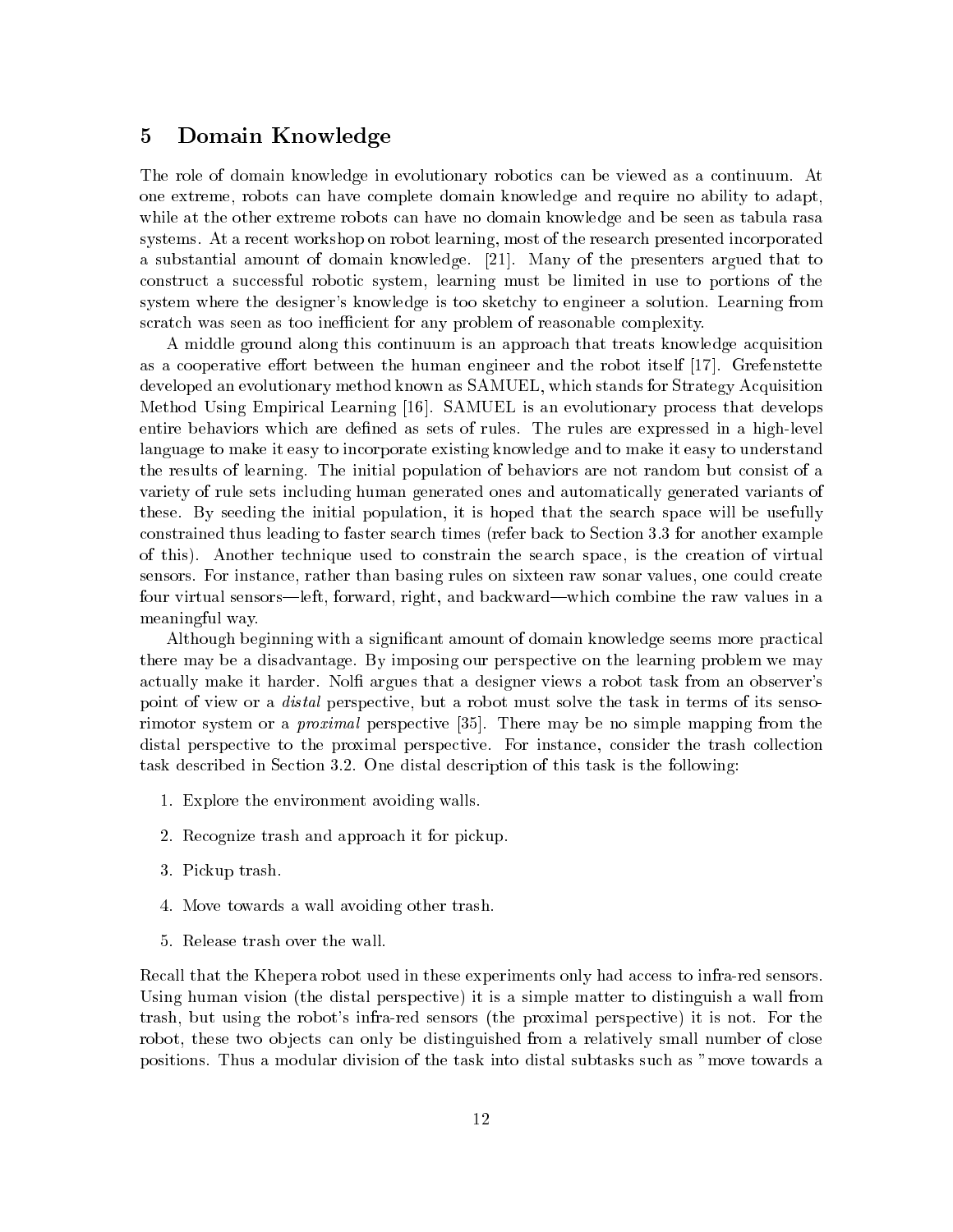## 5 Domain Knowledge

The role of domain knowledge in evolutionary robotics can be viewed as a continuum. At one extreme, robots can have complete domain knowledge and require no ability to adapt, while at the other extreme robots can have no domain knowledge and be seen as tabula rasa systems. At a recent workshop on robot learning, most of the research presented incorporated a substantial amount of domain knowledge. [21]. Many of the presenters argued that to construct a successful robotic system, learning must be limited in use to portions of the system where the designer's knowledge is too sketchy to engineer a solution. Learning from scratch was seen as too inefficient for any problem of reasonable complexity.

A middle ground along this continuum is an approach that treats knowledge acquisition as a cooperative effort between the human engineer and the robot itself [17]. Grefenstette developed an evolutionary method known as SAMUEL, which stands for Strategy Acquisition Method Using Empirical Learning [16]. SAMUEL is an evolutionary process that develops entire behaviors which are defined as sets of rules. The rules are expressed in a high-level language to make it easy to incorporate existing knowledge and to make it easy to understand the results of learning. The initial population of behaviors are not random but consist of a variety of rule sets including human generated ones and automatically generated variants of these. By seeding the initial population, it is hoped that the search space will be usefully constrained thus leading to faster search times (refer back to Section 3.3 for another example of this). Another technique used to constrain the search space, is the creation of virtual sensors. For instance, rather than basing rules on sixteen raw sonar values, one could create four virtual sensors—left, forward, right, and backward—which combine the raw values in a meaningful way.

Although beginning with a significant amount of domain knowledge seems more practical there may be a disadvantage. By imposing our perspective on the learning problem we may actually make it harder. Nolfi argues that a designer views a robot task from an observer's point of view or a *distal* perspective, but a robot must solve the task in terms of its sensorimotor system or a *proximal* perspective [35]. There may be no simple mapping from the distal perspective to the proximal perspective. For instance, consider the trash collection task described in Section 3.2. One distal description of this task is the following:

1. Explore the environment avoiding walls.
2. Recognize trash and approach it for pickup.
3. Pickup trash.
4. Move towards a wall avoiding other trash.
5. Release trash over the wall.

Recall that the Khepera robot used in these experiments only had access to infra-red sensors. Using human vision (the distal perspective) it is a simple matter to distinguish a wall from trash, but using the robot's infra-red sensors (the proximal perspective) it is not. For the robot, these two objects can only be distinguished from a relatively small number of close positions. Thus a modular division of the task into distal subtasks such as "move towards a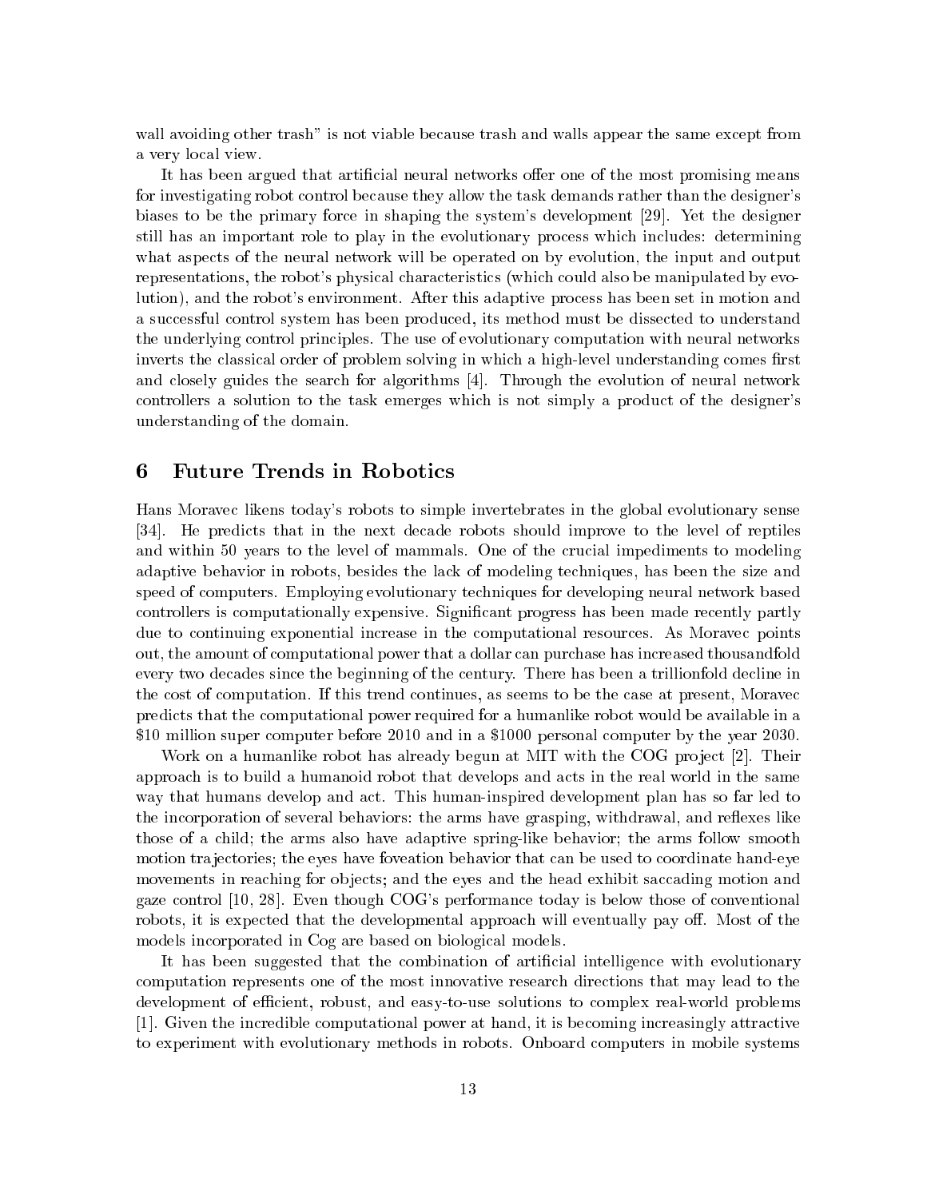wall avoiding other trash" is not viable because trash and walls appear the same except from a very local view.

It has been argued that artificial neural networks offer one of the most promising means for investigating robot control because they allow the task demands rather than the designer's biases to be the primary force in shaping the system's development [29]. Yet the designer still has an important role to play in the evolutionary process which includes: determining what aspects of the neural network will be operated on by evolution, the input and output representations, the robot's physical characteristics (which could also be manipulated by evolution), and the robot's environment. After this adaptive process has been set in motion and a successful control system has been produced, its method must be dissected to understand the underlying control principles. The use of evolutionary computation with neural networks inverts the classical order of problem solving in which a high-level understanding comes first and closely guides the search for algorithms [4]. Through the evolution of neural network controllers a solution to the task emerges which is not simply a product of the designer's understanding of the domain.

## 6 Future Trends in Robotics

Hans Moravec likens today's robots to simple invertebrates in the global evolutionary sense [34]. He predicts that in the next decade robots should improve to the level of reptiles and within 50 years to the level of mammals. One of the crucial impediments to modeling adaptive behavior in robots, besides the lack of modeling techniques, has been the size and speed of computers. Employing evolutionary techniques for developing neural network based controllers is computationally expensive. Significant progress has been made recently partly due to continuing exponential increase in the computational resources. As Moravec points out, the amount of computational power that a dollar can purchase has increased thousandfold every two decades since the beginning of the century. There has been a trillionfold decline in the cost of computation. If this trend continues, as seems to be the case at present, Moravec predicts that the computational power required for a humanlike robot would be available in a $10 million super computer before 2010 and in a $1000 personal computer by the year 2030.

Work on a humanlike robot has already begun at MIT with the COG project [2]. Their approach is to build a humanoid robot that develops and acts in the real world in the same way that humans develop and act. This human-inspired development plan has so far led to the incorporation of several behaviors: the arms have grasping, withdrawal, and reflexes like those of a child; the arms also have adaptive spring-like behavior; the arms follow smooth motion trajectories; the eyes have foveation behavior that can be used to coordinate hand-eye movements in reaching for objects; and the eyes and the head exhibit saccading motion and gaze control [10, 28]. Even though COG's performance today is below those of conventional robots, it is expected that the developmental approach will eventually pay off. Most of the models incorporated in Cog are based on biological models.

It has been suggested that the combination of artificial intelligence with evolutionary computation represents one of the most innovative research directions that may lead to the development of efficient, robust, and easy-to-use solutions to complex real-world problems [1]. Given the incredible computational power at hand, it is becoming increasingly attractive to experiment with evolutionary methods in robots. Onboard computers in mobile systems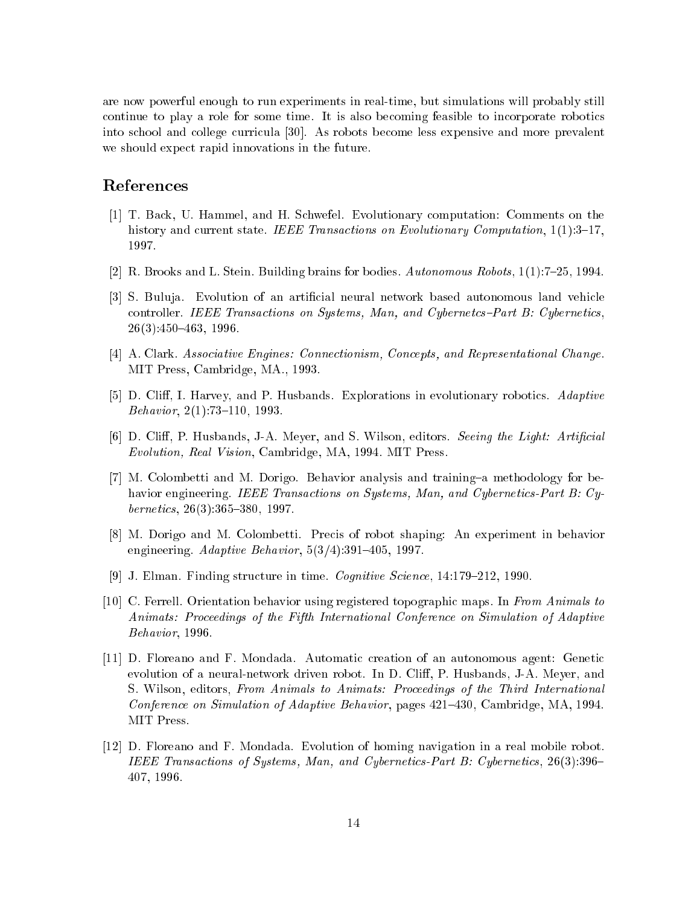are now powerful enough to run experiments in real-time, but simulations will probably still continue to play a role for some time. It is also becoming feasible to incorporate robotics into school and college curricula [30]. As robots become less expensive and more prevalent we should expect rapid innovations in the future.

## References

[1] T. Back, U. Hammel, and H. Schwefel. Evolutionary computation: Comments on the history and current state. *IEEE Transactions on Evolutionary Computation*, 1(1):3–17, 1997.

[2] R. Brooks and L. Stein. Building brains for bodies. *Autonomous Robots*, 1(1):7–25, 1994.

[3] S. Buluja. Evolution of an artificial neural network based autonomous land vehicle controller. *IEEE Transactions on Systems, Man, and Cybernetcs–Part B: Cybernetics*, 26(3):450–463, 1996.

[4] A. Clark. *Associative Engines: Connectionism, Concepts, and Representational Change*. MIT Press, Cambridge, MA., 1993.

[5] D. Cliff, I. Harvey, and P. Husbands. Explorations in evolutionary robotics. *Adaptive Behavior*, 2(1):73–110, 1993.

[6] D. Cliff, P. Husbands, J-A. Meyer, and S. Wilson, editors. *Seeing the Light: Artificial Evolution, Real Vision*, Cambridge, MA, 1994. MIT Press.

[7] M. Colombetti and M. Dorigo. Behavior analysis and training–a methodology for behavior engineering. *IEEE Transactions on Systems, Man, and Cybernetics-Part B: Cybernetics*, 26(3):365–380, 1997.

[8] M. Dorigo and M. Colombetti. Precis of robot shaping: An experiment in behavior engineering. *Adaptive Behavior*, 5(3/4):391–405, 1997.

[9] J. Elman. Finding structure in time. *Cognitive Science*, 14:179–212, 1990.

[10] C. Ferrell. Orientation behavior using registered topographic maps. In *From Animals to Animats: Proceedings of the Fifth International Conference on Simulation of Adaptive Behavior*, 1996.

[11] D. Floreano and F. Mondada. Automatic creation of an autonomous agent: Genetic evolution of a neural-network driven robot. In D. Cliff, P. Husbands, J-A. Meyer, and S. Wilson, editors, *From Animals to Animats: Proceedings of the Third International Conference on Simulation of Adaptive Behavior*, pages 421–430, Cambridge, MA, 1994. MIT Press.

[12] D. Floreano and F. Mondada. Evolution of homing navigation in a real mobile robot. *IEEE Transactions of Systems, Man, and Cybernetics-Part B: Cybernetics*, 26(3):396–407, 1996.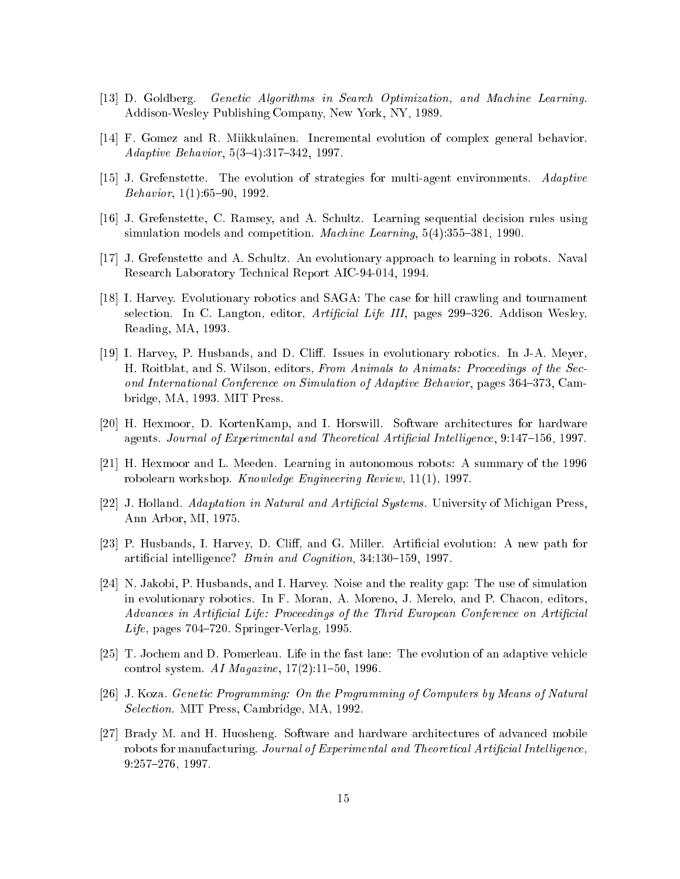[13] D. Goldberg. *Genetic Algorithms in Search Optimization, and Machine Learning.* Addison-Wesley Publishing Company, New York, NY, 1989.

[14] F. Gomez and R. Miikkulainen. Incremental evolution of complex general behavior. *Adaptive Behavior*, 5(3–4):317–342, 1997.

[15] J. Grefenstette. The evolution of strategies for multi-agent environments. *Adaptive Behavior*, 1(1):65–90, 1992.

[16] J. Grefenstette, C. Ramsey, and A. Schultz. Learning sequential decision rules using simulation models and competition. *Machine Learning*, 5(4):355–381, 1990.

[17] J. Grefenstette and A. Schultz. An evolutionary approach to learning in robots. Naval Research Laboratory Technical Report AIC-94-014, 1994.

[18] I. Harvey. Evolutionary robotics and SAGA: The case for hill crawling and tournament selection. In C. Langton, editor, *Artificial Life III*, pages 299–326. Addison Wesley, Reading, MA, 1993.

[19] I. Harvey, P. Husbands, and D. Cliff. Issues in evolutionary robotics. In J-A. Meyer, H. Roitblat, and S. Wilson, editors, *From Animals to Animats: Proceedings of the Second International Conference on Simulation of Adaptive Behavior*, pages 364–373, Cambridge, MA, 1993. MIT Press.

[20] H. Hexmoor, D. KortenKamp, and I. Horswill. Software architectures for hardware agents. *Journal of Experimental and Theoretical Artificial Intelligence*, 9:147–156, 1997.

[21] H. Hexmoor and L. Meeden. Learning in autonomous robots: A summary of the 1996 robolearn workshop. *Knowledge Engineering Review*, 11(1), 1997.

[22] J. Holland. *Adaptation in Natural and Artificial Systems.* University of Michigan Press, Ann Arbor, MI, 1975.

[23] P. Husbands, I. Harvey, D. Cliff, and G. Miller. Artificial evolution: A new path for artificial intelligence? *Brain and Cognition*, 34:130–159, 1997.

[24] N. Jakobi, P. Husbands, and I. Harvey. Noise and the reality gap: The use of simulation in evolutionary robotics. In F. Moran, A. Moreno, J. Merelo, and P. Chacon, editors, *Advances in Artificial Life: Proceedings of the Thrid European Conference on Artificial Life*, pages 704–720. Springer-Verlag, 1995.

[25] T. Jochem and D. Pomerleau. Life in the fast lane: The evolution of an adaptive vehicle control system. *AI Magazine*, 17(2):11–50, 1996.

[26] J. Koza. *Genetic Programming: On the Programming of Computers by Means of Natural Selection.* MIT Press, Cambridge, MA, 1992.

[27] Brady M. and H. Huosheng. Software and hardware architectures of advanced mobile robots for manufacturing. *Journal of Experimental and Theoretical Artificial Intelligence*, 9:257–276, 1997.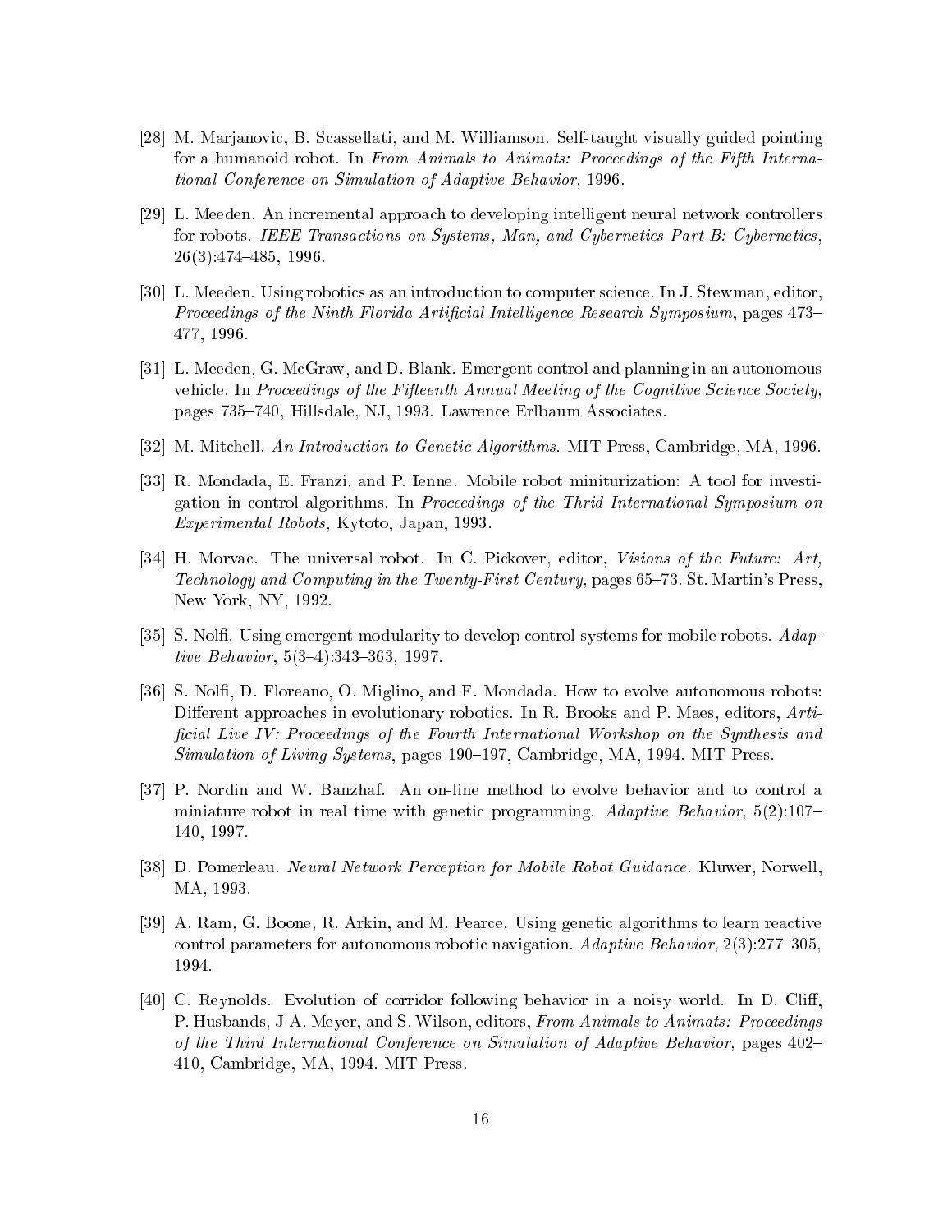[28] M. Marjanovic, B. Scassellati, and M. Williamson. Self-taught visually guided pointing for a humanoid robot. In *From Animals to Animats: Proceedings of the Fifth International Conference on Simulation of Adaptive Behavior*, 1996.

[29] L. Meeden. An incremental approach to developing intelligent neural network controllers for robots. *IEEE Transactions on Systems, Man, and Cybernetics-Part B: Cybernetics*, 26(3):474–485, 1996.

[30] L. Meeden. Using robotics as an introduction to computer science. In J. Stewman, editor, *Proceedings of the Ninth Florida Artificial Intelligence Research Symposium*, pages 473–477, 1996.

[31] L. Meeden, G. McGraw, and D. Blank. Emergent control and planning in an autonomous vehicle. In *Proceedings of the Fifteenth Annual Meeting of the Cognitive Science Society*, pages 735–740, Hillsdale, NJ, 1993. Lawrence Erlbaum Associates.

[32] M. Mitchell. *An Introduction to Genetic Algorithms*. MIT Press, Cambridge, MA, 1996.

[33] R. Mondada, E. Franzi, and P. Ienne. Mobile robot miniturization: A tool for investigation in control algorithms. In *Proceedings of the Thrid International Symposium on Experimental Robots*, Kytoto, Japan, 1993.

[34] H. Morvac. The universal robot. In C. Pickover, editor, *Visions of the Future: Art, Technology and Computing in the Twenty-First Century*, pages 65–73. St. Martin's Press, New York, NY, 1992.

[35] S. Nolfi. Using emergent modularity to develop control systems for mobile robots. *Adaptive Behavior*, 5(3–4):343–363, 1997.

[36] S. Nolfi, D. Floreano, O. Miglino, and F. Mondada. How to evolve autonomous robots: Different approaches in evolutionary robotics. In R. Brooks and P. Maes, editors, *Artificial Live IV: Proceedings of the Fourth International Workshop on the Synthesis and Simulation of Living Systems*, pages 190–197, Cambridge, MA, 1994. MIT Press.

[37] P. Nordin and W. Banzhaf. An on-line method to evolve behavior and to control a miniature robot in real time with genetic programming. *Adaptive Behavior*, 5(2):107–140, 1997.

[38] D. Pomerleau. *Neural Network Perception for Mobile Robot Guidance*. Kluwer, Norwell, MA, 1993.

[39] A. Ram, G. Boone, R. Arkin, and M. Pearce. Using genetic algorithms to learn reactive control parameters for autonomous robotic navigation. *Adaptive Behavior*, 2(3):277–305, 1994.

[40] C. Reynolds. Evolution of corridor following behavior in a noisy world. In D. Cliff, P. Husbands, J-A. Meyer, and S. Wilson, editors, *From Animals to Animats: Proceedings of the Third International Conference on Simulation of Adaptive Behavior*, pages 402–410, Cambridge, MA, 1994. MIT Press.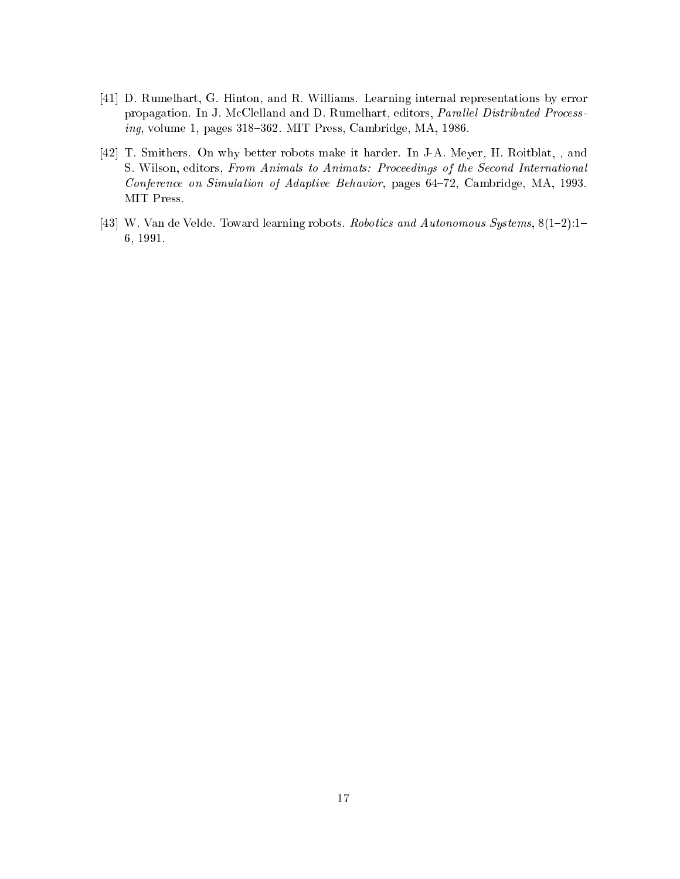[41] D. Rumelhart, G. Hinton, and R. Williams. Learning internal representations by error propagation. In J. McClelland and D. Rumelhart, editors, *Parallel Distributed Processing*, volume 1, pages 318–362. MIT Press, Cambridge, MA, 1986.

[42] T. Smithers. On why better robots make it harder. In J-A. Meyer, H. Roitblat, , and S. Wilson, editors, *From Animals to Animats: Proceedings of the Second International Conference on Simulation of Adaptive Behavior*, pages 64–72, Cambridge, MA, 1993. MIT Press.

[43] W. Van de Velde. Toward learning robots. *Robotics and Autonomous Systems*, 8(1–2):1–6, 1991.